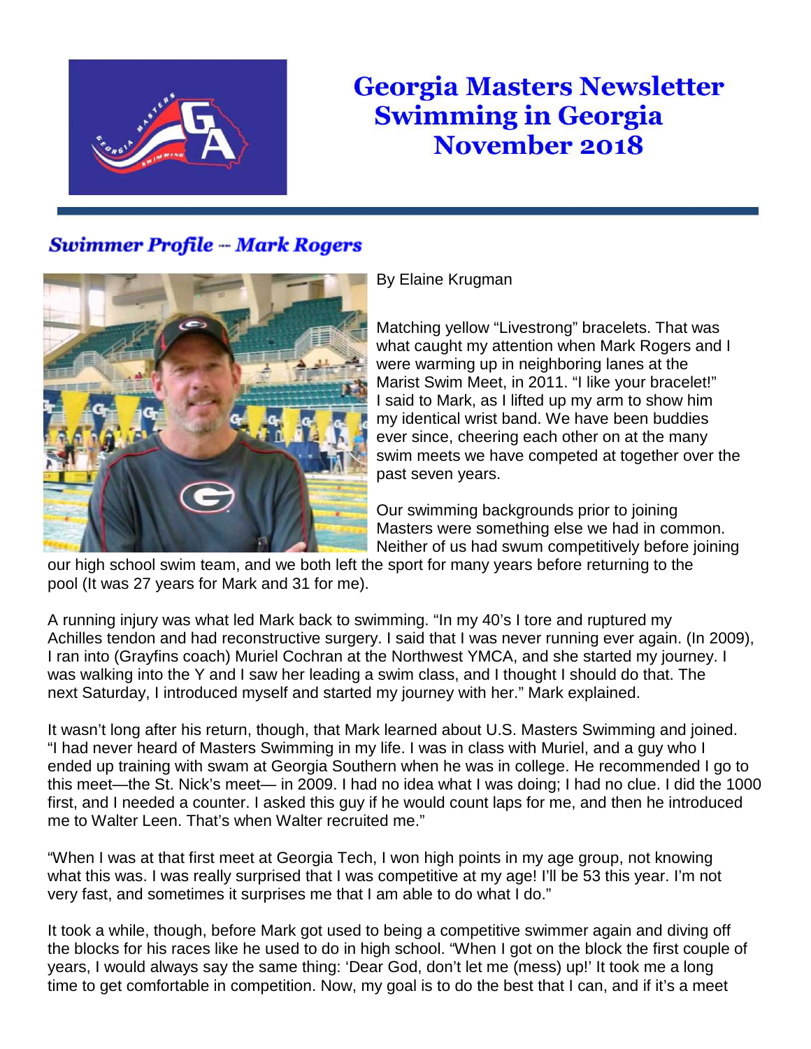# Georgia Masters Newsletter
# Swimming in Georgia
# November 2018

## *Swimmer Profile -- Mark Rogers*

By Elaine Krugman

Matching yellow "Livestrong" bracelets. That was what caught my attention when Mark Rogers and I were warming up in neighboring lanes at the Marist Swim Meet, in 2011. "I like your bracelet!" I said to Mark, as I lifted up my arm to show him my identical wrist band. We have been buddies ever since, cheering each other on at the many swim meets we have competed at together over the past seven years.

Our swimming backgrounds prior to joining Masters were something else we had in common. Neither of us had swum competitively before joining our high school swim team, and we both left the sport for many years before returning to the pool (It was 27 years for Mark and 31 for me).

A running injury was what led Mark back to swimming. "In my 40's I tore and ruptured my Achilles tendon and had reconstructive surgery. I said that I was never running ever again. (In 2009), I ran into (Grayfins coach) Muriel Cochran at the Northwest YMCA, and she started my journey. I was walking into the Y and I saw her leading a swim class, and I thought I should do that. The next Saturday, I introduced myself and started my journey with her." Mark explained.

It wasn't long after his return, though, that Mark learned about U.S. Masters Swimming and joined. "I had never heard of Masters Swimming in my life. I was in class with Muriel, and a guy who I ended up training with swam at Georgia Southern when he was in college. He recommended I go to this meet—the St. Nick's meet— in 2009. I had no idea what I was doing; I had no clue. I did the 1000 first, and I needed a counter. I asked this guy if he would count laps for me, and then he introduced me to Walter Leen. That's when Walter recruited me."

"When I was at that first meet at Georgia Tech, I won high points in my age group, not knowing what this was. I was really surprised that I was competitive at my age! I'll be 53 this year. I'm not very fast, and sometimes it surprises me that I am able to do what I do."

It took a while, though, before Mark got used to being a competitive swimmer again and diving off the blocks for his races like he used to do in high school. "When I got on the block the first couple of years, I would always say the same thing: 'Dear God, don't let me (mess) up!' It took me a long time to get comfortable in competition. Now, my goal is to do the best that I can, and if it's a meet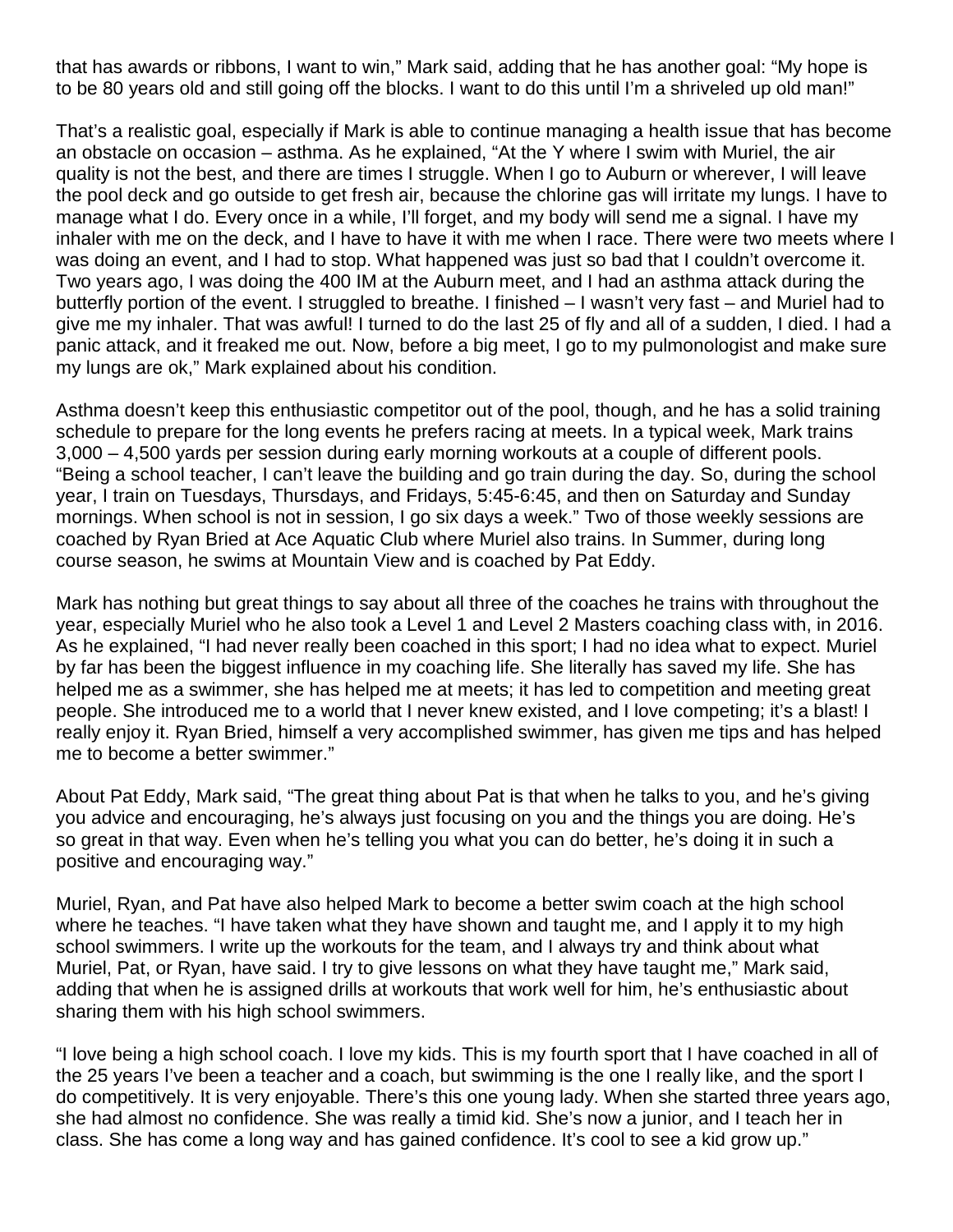that has awards or ribbons, I want to win," Mark said, adding that he has another goal: "My hope is to be 80 years old and still going off the blocks. I want to do this until I'm a shriveled up old man!"

That's a realistic goal, especially if Mark is able to continue managing a health issue that has become an obstacle on occasion – asthma. As he explained, "At the Y where I swim with Muriel, the air quality is not the best, and there are times I struggle. When I go to Auburn or wherever, I will leave the pool deck and go outside to get fresh air, because the chlorine gas will irritate my lungs. I have to manage what I do. Every once in a while, I'll forget, and my body will send me a signal. I have my inhaler with me on the deck, and I have to have it with me when I race. There were two meets where I was doing an event, and I had to stop. What happened was just so bad that I couldn't overcome it. Two years ago, I was doing the 400 IM at the Auburn meet, and I had an asthma attack during the butterfly portion of the event. I struggled to breathe. I finished – I wasn't very fast – and Muriel had to give me my inhaler. That was awful! I turned to do the last 25 of fly and all of a sudden, I died. I had a panic attack, and it freaked me out. Now, before a big meet, I go to my pulmonologist and make sure my lungs are ok," Mark explained about his condition.

Asthma doesn't keep this enthusiastic competitor out of the pool, though, and he has a solid training schedule to prepare for the long events he prefers racing at meets. In a typical week, Mark trains 3,000 – 4,500 yards per session during early morning workouts at a couple of different pools. "Being a school teacher, I can't leave the building and go train during the day. So, during the school year, I train on Tuesdays, Thursdays, and Fridays, 5:45-6:45, and then on Saturday and Sunday mornings. When school is not in session, I go six days a week." Two of those weekly sessions are coached by Ryan Bried at Ace Aquatic Club where Muriel also trains. In Summer, during long course season, he swims at Mountain View and is coached by Pat Eddy.

Mark has nothing but great things to say about all three of the coaches he trains with throughout the year, especially Muriel who he also took a Level 1 and Level 2 Masters coaching class with, in 2016. As he explained, "I had never really been coached in this sport; I had no idea what to expect. Muriel by far has been the biggest influence in my coaching life. She literally has saved my life. She has helped me as a swimmer, she has helped me at meets; it has led to competition and meeting great people. She introduced me to a world that I never knew existed, and I love competing; it's a blast! I really enjoy it. Ryan Bried, himself a very accomplished swimmer, has given me tips and has helped me to become a better swimmer."

About Pat Eddy, Mark said, "The great thing about Pat is that when he talks to you, and he's giving you advice and encouraging, he's always just focusing on you and the things you are doing. He's so great in that way. Even when he's telling you what you can do better, he's doing it in such a positive and encouraging way."

Muriel, Ryan, and Pat have also helped Mark to become a better swim coach at the high school where he teaches. "I have taken what they have shown and taught me, and I apply it to my high school swimmers. I write up the workouts for the team, and I always try and think about what Muriel, Pat, or Ryan, have said. I try to give lessons on what they have taught me," Mark said, adding that when he is assigned drills at workouts that work well for him, he's enthusiastic about sharing them with his high school swimmers.

"I love being a high school coach. I love my kids. This is my fourth sport that I have coached in all of the 25 years I've been a teacher and a coach, but swimming is the one I really like, and the sport I do competitively. It is very enjoyable. There's this one young lady. When she started three years ago, she had almost no confidence. She was really a timid kid. She's now a junior, and I teach her in class. She has come a long way and has gained confidence. It's cool to see a kid grow up."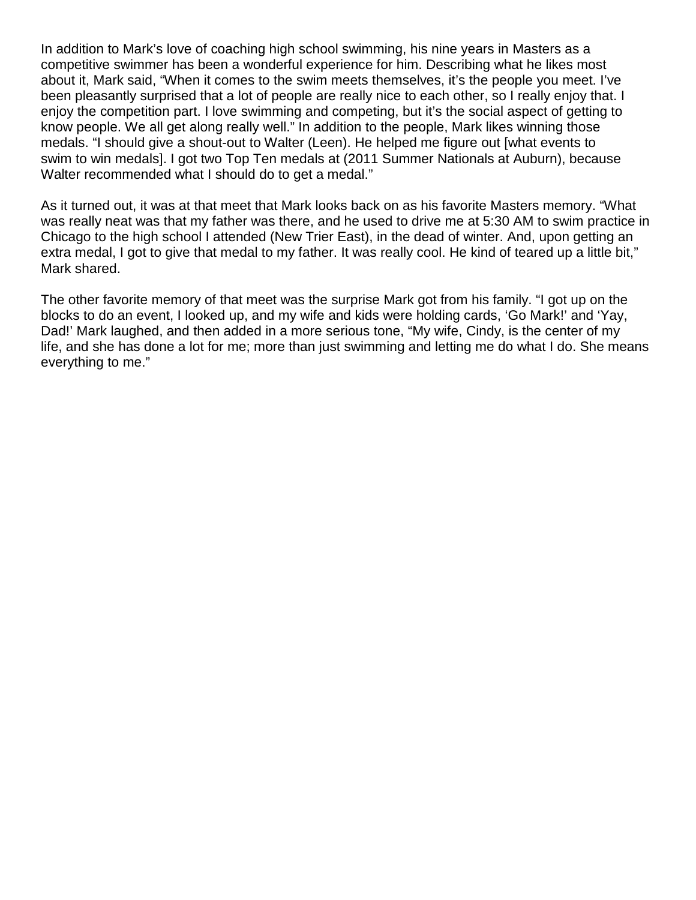In addition to Mark's love of coaching high school swimming, his nine years in Masters as a competitive swimmer has been a wonderful experience for him. Describing what he likes most about it, Mark said, "When it comes to the swim meets themselves, it's the people you meet. I've been pleasantly surprised that a lot of people are really nice to each other, so I really enjoy that. I enjoy the competition part. I love swimming and competing, but it's the social aspect of getting to know people. We all get along really well." In addition to the people, Mark likes winning those medals. "I should give a shout-out to Walter (Leen). He helped me figure out [what events to swim to win medals]. I got two Top Ten medals at (2011 Summer Nationals at Auburn), because Walter recommended what I should do to get a medal."

As it turned out, it was at that meet that Mark looks back on as his favorite Masters memory. "What was really neat was that my father was there, and he used to drive me at 5:30 AM to swim practice in Chicago to the high school I attended (New Trier East), in the dead of winter. And, upon getting an extra medal, I got to give that medal to my father. It was really cool. He kind of teared up a little bit," Mark shared.

The other favorite memory of that meet was the surprise Mark got from his family. "I got up on the blocks to do an event, I looked up, and my wife and kids were holding cards, 'Go Mark!' and 'Yay, Dad!' Mark laughed, and then added in a more serious tone, "My wife, Cindy, is the center of my life, and she has done a lot for me; more than just swimming and letting me do what I do. She means everything to me."